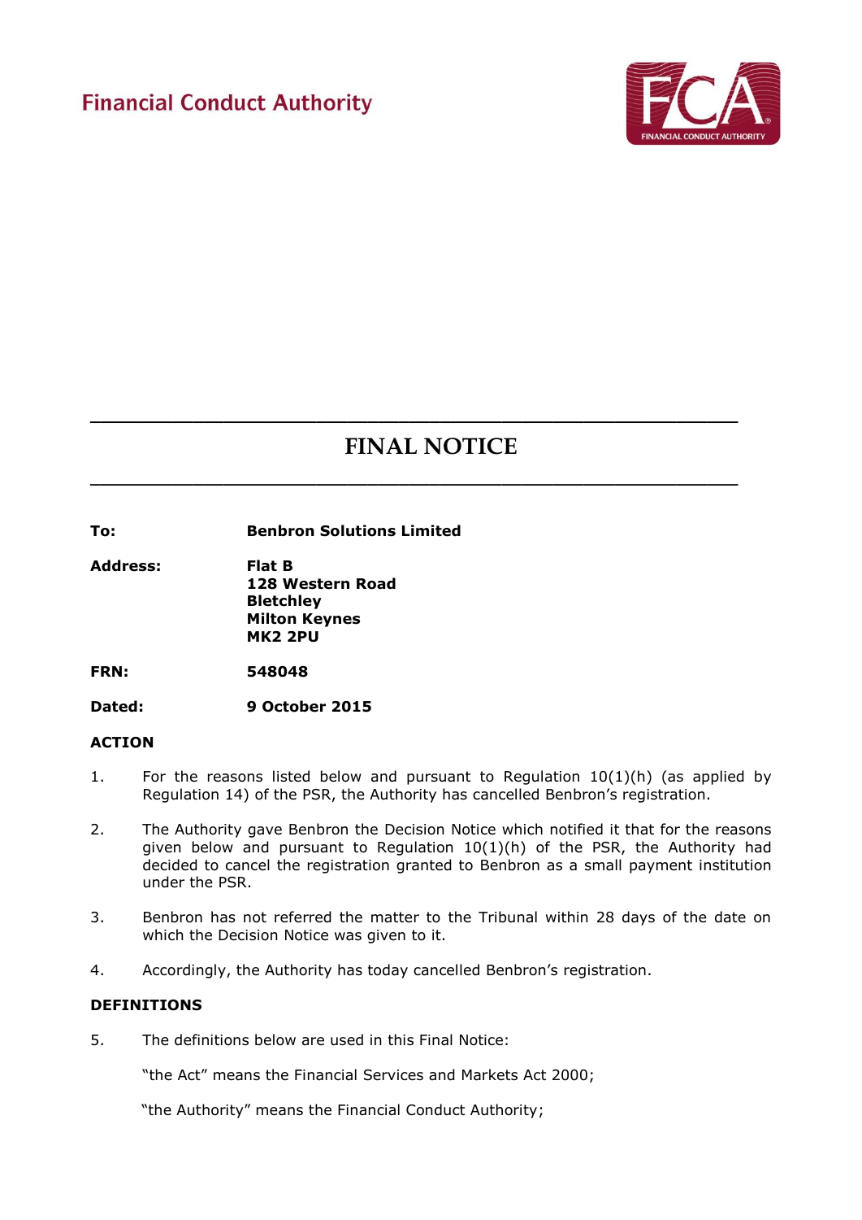Financial Conduct Authority

---

# FINAL NOTICE

---

| | |
|---|---|
| **To:** | **Benbron Solutions Limited** |
| **Address:** | **Flat B**<br>**128 Western Road**<br>**Bletchley**<br>**Milton Keynes**<br>**MK2 2PU** |
| **FRN:** | **548048** |
| **Dated:** | **9 October 2015** |

**ACTION**

1. For the reasons listed below and pursuant to Regulation 10(1)(h) (as applied by Regulation 14) of the PSR, the Authority has cancelled Benbron's registration.

2. The Authority gave Benbron the Decision Notice which notified it that for the reasons given below and pursuant to Regulation 10(1)(h) of the PSR, the Authority had decided to cancel the registration granted to Benbron as a small payment institution under the PSR.

3. Benbron has not referred the matter to the Tribunal within 28 days of the date on which the Decision Notice was given to it.

4. Accordingly, the Authority has today cancelled Benbron's registration.

**DEFINITIONS**

5. The definitions below are used in this Final Notice:

   "the Act" means the Financial Services and Markets Act 2000;

   "the Authority" means the Financial Conduct Authority;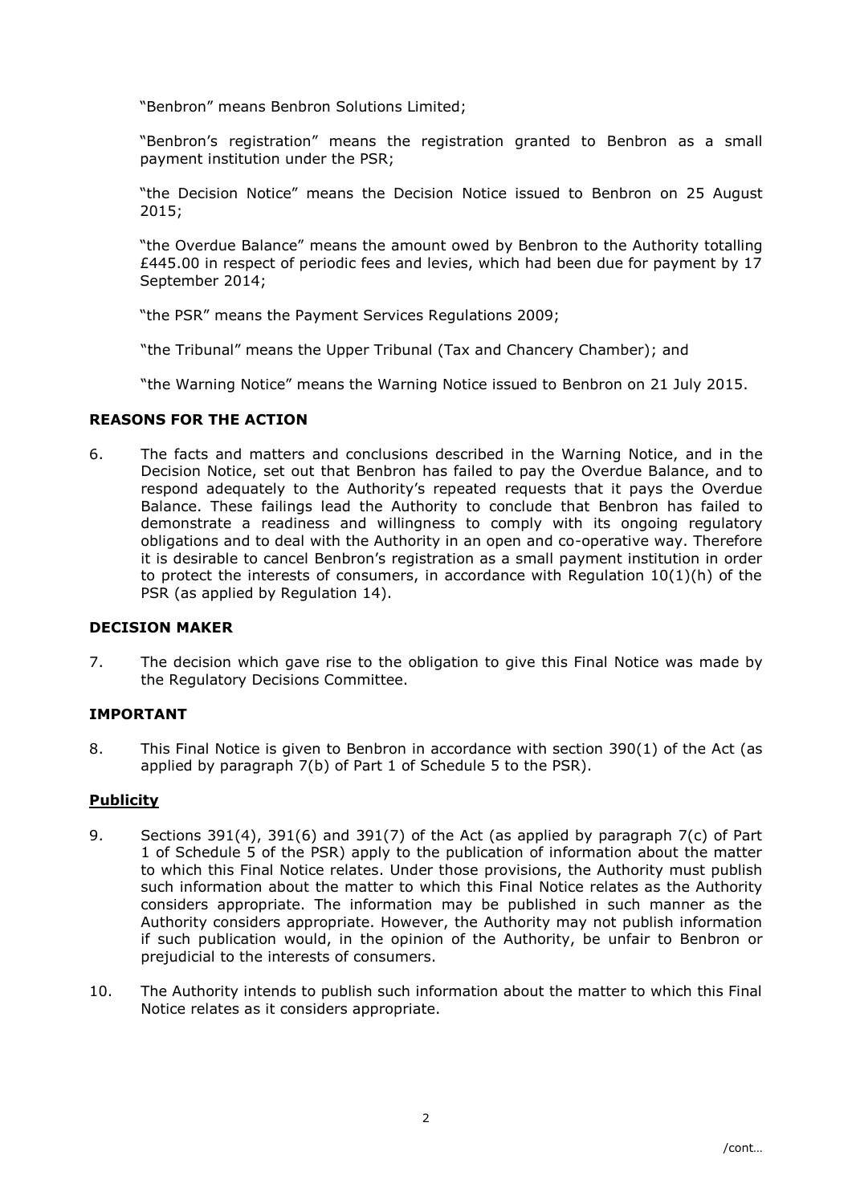"Benbron" means Benbron Solutions Limited;

"Benbron's registration" means the registration granted to Benbron as a small payment institution under the PSR;

"the Decision Notice" means the Decision Notice issued to Benbron on 25 August 2015;

"the Overdue Balance" means the amount owed by Benbron to the Authority totalling £445.00 in respect of periodic fees and levies, which had been due for payment by 17 September 2014;

"the PSR" means the Payment Services Regulations 2009;

"the Tribunal" means the Upper Tribunal (Tax and Chancery Chamber); and

"the Warning Notice" means the Warning Notice issued to Benbron on 21 July 2015.

## REASONS FOR THE ACTION

6. The facts and matters and conclusions described in the Warning Notice, and in the Decision Notice, set out that Benbron has failed to pay the Overdue Balance, and to respond adequately to the Authority's repeated requests that it pays the Overdue Balance. These failings lead the Authority to conclude that Benbron has failed to demonstrate a readiness and willingness to comply with its ongoing regulatory obligations and to deal with the Authority in an open and co-operative way. Therefore it is desirable to cancel Benbron's registration as a small payment institution in order to protect the interests of consumers, in accordance with Regulation 10(1)(h) of the PSR (as applied by Regulation 14).

## DECISION MAKER

7. The decision which gave rise to the obligation to give this Final Notice was made by the Regulatory Decisions Committee.

## IMPORTANT

8. This Final Notice is given to Benbron in accordance with section 390(1) of the Act (as applied by paragraph 7(b) of Part 1 of Schedule 5 to the PSR).

### Publicity

9. Sections 391(4), 391(6) and 391(7) of the Act (as applied by paragraph 7(c) of Part 1 of Schedule 5 of the PSR) apply to the publication of information about the matter to which this Final Notice relates. Under those provisions, the Authority must publish such information about the matter to which this Final Notice relates as the Authority considers appropriate. The information may be published in such manner as the Authority considers appropriate. However, the Authority may not publish information if such publication would, in the opinion of the Authority, be unfair to Benbron or prejudicial to the interests of consumers.

10. The Authority intends to publish such information about the matter to which this Final Notice relates as it considers appropriate.

/cont…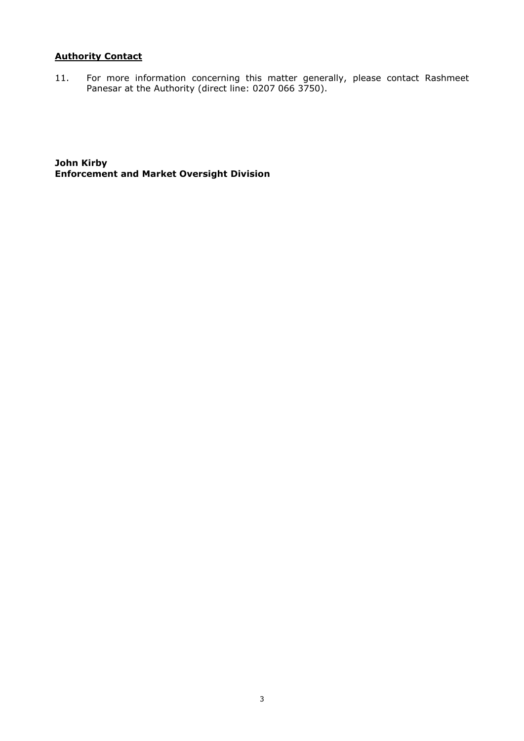**Authority Contact**

11. For more information concerning this matter generally, please contact Rashmeet Panesar at the Authority (direct line: 0207 066 3750).

**John Kirby**
**Enforcement and Market Oversight Division**